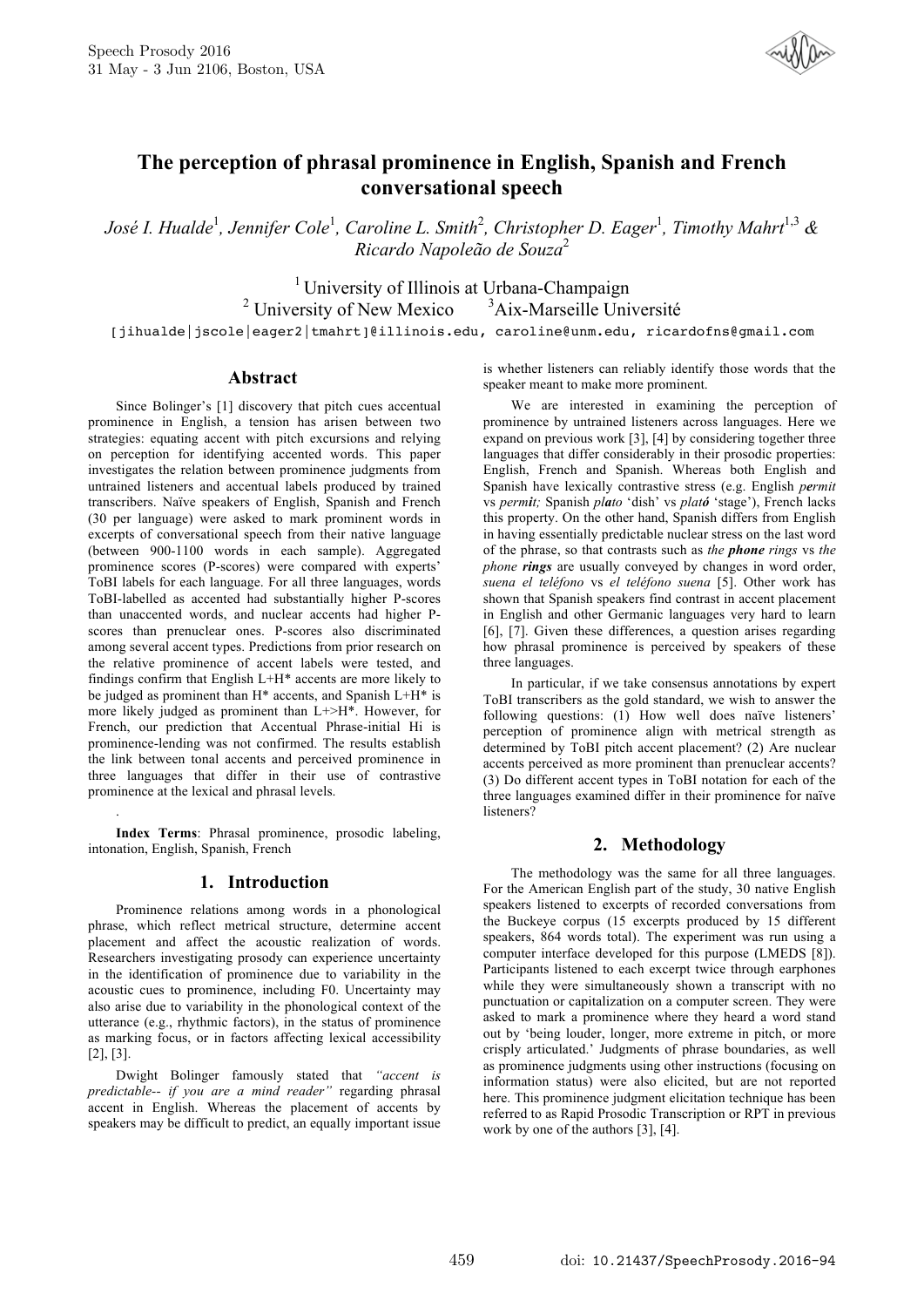# The perception of phrasal prominence in English, Spanish and French conversational speech

*José I. Hualde*[1], *Jennifer Cole*[1], *Caroline L. Smith*[2], *Christopher D. Eager*[1], *Timothy Mahrt*[1,3] & *Ricardo Napoleão de Souza*[2]

[1] University of Illinois at Urbana-Champaign
[2] University of New Mexico [3]Aix-Marseille Université

[jihualde|jscole|eager2|tmahrt]@illinois.edu, caroline@unm.edu, ricardofns@gmail.com

## Abstract

Since Bolinger's [1] discovery that pitch cues accentual prominence in English, a tension has arisen between two strategies: equating accent with pitch excursions and relying on perception for identifying accented words. This paper investigates the relation between prominence judgments from untrained listeners and accentual labels produced by trained transcribers. Naïve speakers of English, Spanish and French (30 per language) were asked to mark prominent words in excerpts of conversational speech from their native language (between 900-1100 words in each sample). Aggregated prominence scores (P-scores) were compared with experts' ToBI labels for each language. For all three languages, words ToBI-labelled as accented had substantially higher P-scores than unaccented words, and nuclear accents had higher P-scores than prenuclear ones. P-scores also discriminated among several accent types. Predictions from prior research on the relative prominence of accent labels were tested, and findings confirm that English L+H* accents are more likely to be judged as prominent than H* accents, and Spanish L+H* is more likely judged as prominent than L+>H*. However, for French, our prediction that Accentual Phrase-initial Hi is prominence-lending was not confirmed. The results establish the link between tonal accents and perceived prominence in three languages that differ in their use of contrastive prominence at the lexical and phrasal levels.

**Index Terms**: Phrasal prominence, prosodic labeling, intonation, English, Spanish, French

## 1. Introduction

Prominence relations among words in a phonological phrase, which reflect metrical structure, determine accent placement and affect the acoustic realization of words. Researchers investigating prosody can experience uncertainty in the identification of prominence due to variability in the acoustic cues to prominence, including F0. Uncertainty may also arise due to variability in the phonological context of the utterance (e.g., rhythmic factors), in the status of prominence as marking focus, or in factors affecting lexical accessibility [2], [3].

Dwight Bolinger famously stated that *"accent is predictable-- if you are a mind reader"* regarding phrasal accent in English. Whereas the placement of accents by speakers may be difficult to predict, an equally important issue is whether listeners can reliably identify those words that the speaker meant to make more prominent.

We are interested in examining the perception of prominence by untrained listeners across languages. Here we expand on previous work [3], [4] by considering together three languages that differ considerably in their prosodic properties: English, French and Spanish. Whereas both English and Spanish have lexically contrastive stress (e.g. English *pe***r***mit* vs *permi***t***;* Spanish *pl***a***to* 'dish' vs *plat***ó** 'stage'), French lacks this property. On the other hand, Spanish differs from English in having essentially predictable nuclear stress on the last word of the phrase, so that contrasts such as *the* ***phone*** *rings* vs *the phone* ***rings*** are usually conveyed by changes in word order, *suena el teléfono* vs *el teléfono suena* [5]. Other work has shown that Spanish speakers find contrast in accent placement in English and other Germanic languages very hard to learn [6], [7]. Given these differences, a question arises regarding how phrasal prominence is perceived by speakers of these three languages.

In particular, if we take consensus annotations by expert ToBI transcribers as the gold standard, we wish to answer the following questions: (1) How well does naïve listeners' perception of prominence align with metrical strength as determined by ToBI pitch accent placement? (2) Are nuclear accents perceived as more prominent than prenuclear accents? (3) Do different accent types in ToBI notation for each of the three languages examined differ in their prominence for naïve listeners?

## 2. Methodology

The methodology was the same for all three languages. For the American English part of the study, 30 native English speakers listened to excerpts of recorded conversations from the Buckeye corpus (15 excerpts produced by 15 different speakers, 864 words total). The experiment was run using a computer interface developed for this purpose (LMEDS [8]). Participants listened to each excerpt twice through earphones while they were simultaneously shown a transcript with no punctuation or capitalization on a computer screen. They were asked to mark a prominence where they heard a word stand out by 'being louder, longer, more extreme in pitch, or more crisply articulated.' Judgments of phrase boundaries, as well as prominence judgments using other instructions (focusing on information status) were also elicited, but are not reported here. This prominence judgment elicitation technique has been referred to as Rapid Prosodic Transcription or RPT in previous work by one of the authors [3], [4].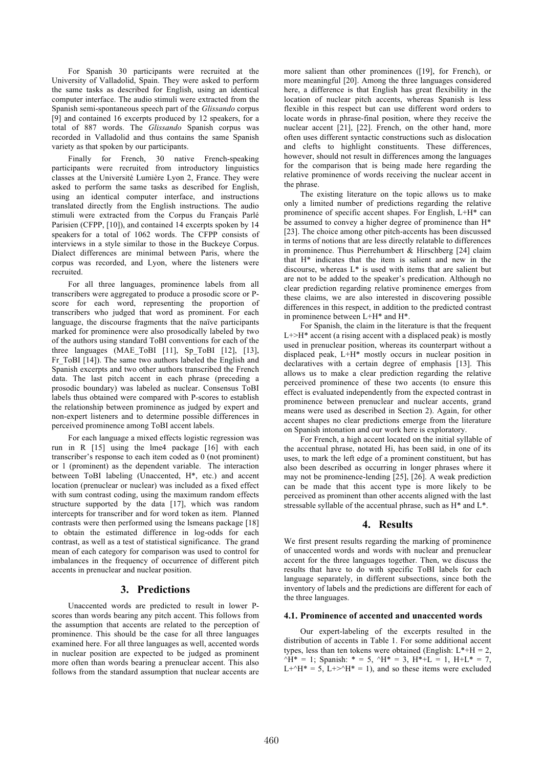For Spanish 30 participants were recruited at the University of Valladolid, Spain. They were asked to perform the same tasks as described for English, using an identical computer interface. The audio stimuli were extracted from the Spanish semi-spontaneous speech part of the *Glissando* corpus [9] and contained 16 excerpts produced by 12 speakers, for a total of 887 words. The *Glissando* Spanish corpus was recorded in Valladolid and thus contains the same Spanish variety as that spoken by our participants.

Finally for French, 30 native French-speaking participants were recruited from introductory linguistics classes at the Université Lumière Lyon 2, France. They were asked to perform the same tasks as described for English, using an identical computer interface, and instructions translated directly from the English instructions. The audio stimuli were extracted from the Corpus du Français Parlé Parisien (CFPP, [10]), and contained 14 excerpts spoken by 14 speakers for a total of 1062 words. The CFPP consists of interviews in a style similar to those in the Buckeye Corpus. Dialect differences are minimal between Paris, where the corpus was recorded, and Lyon, where the listeners were recruited.

For all three languages, prominence labels from all transcribers were aggregated to produce a prosodic score or P-score for each word, representing the proportion of transcribers who judged that word as prominent. For each language, the discourse fragments that the naïve participants marked for prominence were also prosodically labeled by two of the authors using standard ToBI conventions for each of the three languages (MAE_ToBI [11], Sp_ToBI [12], [13], Fr_ToBI [14]). The same two authors labeled the English and Spanish excerpts and two other authors transcribed the French data. The last pitch accent in each phrase (preceding a prosodic boundary) was labeled as nuclear. Consensus ToBI labels thus obtained were compared with P-scores to establish the relationship between prominence as judged by expert and non-expert listeners and to determine possible differences in perceived prominence among ToBI accent labels.

For each language a mixed effects logistic regression was run in R [15] using the lme4 package [16] with each transcriber's response to each item coded as 0 (not prominent) or 1 (prominent) as the dependent variable. The interaction between ToBI labeling (Unaccented, H*, etc.) and accent location (prenuclear or nuclear) was included as a fixed effect with sum contrast coding, using the maximum random effects structure supported by the data [17], which was random intercepts for transcriber and for word token as item. Planned contrasts were then performed using the lsmeans package [18] to obtain the estimated difference in log-odds for each contrast, as well as a test of statistical significance. The grand mean of each category for comparison was used to control for imbalances in the frequency of occurrence of different pitch accents in prenuclear and nuclear position.

## 3. Predictions

Unaccented words are predicted to result in lower P-scores than words bearing any pitch accent. This follows from the assumption that accents are related to the perception of prominence. This should be the case for all three languages examined here. For all three languages as well, accented words in nuclear position are expected to be judged as prominent more often than words bearing a prenuclear accent. This also follows from the standard assumption that nuclear accents are more salient than other prominences ([19], for French), or more meaningful [20]. Among the three languages considered here, a difference is that English has great flexibility in the location of nuclear pitch accents, whereas Spanish is less flexible in this respect but can use different word orders to locate words in phrase-final position, where they receive the nuclear accent [21], [22]. French, on the other hand, more often uses different syntactic constructions such as dislocation and clefts to highlight constituents. These differences, however, should not result in differences among the languages for the comparison that is being made here regarding the relative prominence of words receiving the nuclear accent in the phrase.

The existing literature on the topic allows us to make only a limited number of predictions regarding the relative prominence of specific accent shapes. For English, L+H* can be assumed to convey a higher degree of prominence than H* [23]. The choice among other pitch-accents has been discussed in terms of notions that are less directly relatable to differences in prominence. Thus Pierrehumbert & Hirschberg [24] claim that H* indicates that the item is salient and new in the discourse, whereas L* is used with items that are salient but are not to be added to the speaker's predication. Although no clear prediction regarding relative prominence emerges from these claims, we are also interested in discovering possible differences in this respect, in addition to the predicted contrast in prominence between L+H* and H*.

For Spanish, the claim in the literature is that the frequent L+>H* accent (a rising accent with a displaced peak) is mostly used in prenuclear position, whereas its counterpart without a displaced peak, L+H* mostly occurs in nuclear position in declaratives with a certain degree of emphasis [13]. This allows us to make a clear prediction regarding the relative perceived prominence of these two accents (to ensure this effect is evaluated independently from the expected contrast in prominence between prenuclear and nuclear accents, grand means were used as described in Section 2). Again, for other accent shapes no clear predictions emerge from the literature on Spanish intonation and our work here is exploratory.

For French, a high accent located on the initial syllable of the accentual phrase, notated Hi, has been said, in one of its uses, to mark the left edge of a prominent constituent, but has also been described as occurring in longer phrases where it may not be prominence-lending [25], [26]. A weak prediction can be made that this accent type is more likely to be perceived as prominent than other accents aligned with the last stressable syllable of the accentual phrase, such as H* and L*.

## 4. Results

We first present results regarding the marking of prominence of unaccented words and words with nuclear and prenuclear accent for the three languages together. Then, we discuss the results that have to do with specific ToBI labels for each language separately, in different subsections, since both the inventory of labels and the predictions are different for each of the three languages.

### 4.1. Prominence of accented and unaccented words

Our expert-labeling of the excerpts resulted in the distribution of accents in Table 1. For some additional accent types, less than ten tokens were obtained (English: L*+H = 2, ^H* = 1; Spanish: * = 5, ^H* = 3, H*+L = 1, H+L* = 7, L+^H* = 5, L+>^H* = 1), and so these items were excluded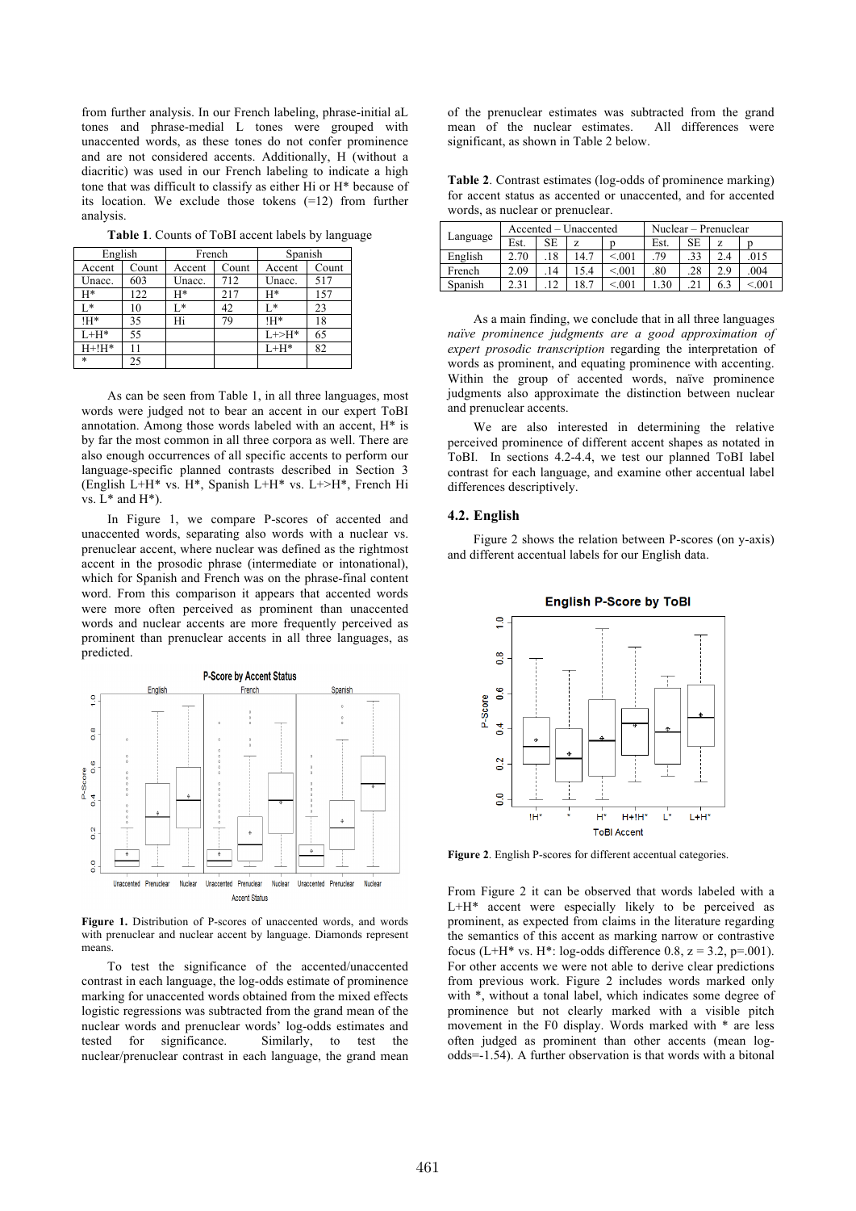from further analysis. In our French labeling, phrase-initial aL tones and phrase-medial L tones were grouped with unaccented words, as these tones do not confer prominence and are not considered accents. Additionally, H (without a diacritic) was used in our French labeling to indicate a high tone that was difficult to classify as either Hi or H* because of its location. We exclude those tokens (=12) from further analysis.

**Table 1**. Counts of ToBI accent labels by language

| English | | French | | Spanish | |
|---|---|---|---|---|---|
| Accent | Count | Accent | Count | Accent | Count |
| Unacc. | 603 | Unacc. | 712 | Unacc. | 517 |
| H* | 122 | H* | 217 | H* | 157 |
| L* | 10 | L* | 42 | L* | 23 |
| !H* | 35 | Hi | 79 | !H* | 18 |
| L+H* | 55 | | | L+>H* | 65 |
| H+!H* | 11 | | | L+H* | 82 |
| * | 25 | | | | |

As can be seen from Table 1, in all three languages, most words were judged not to bear an accent in our expert ToBI annotation. Among those words labeled with an accent, H* is by far the most common in all three corpora as well. There are also enough occurrences of all specific accents to perform our language-specific planned contrasts described in Section 3 (English L+H* vs. H*, Spanish L+H* vs. L+>H*, French Hi vs. L* and H*).

In Figure 1, we compare P-scores of accented and unaccented words, separating also words with a nuclear vs. prenuclear accent, where nuclear was defined as the rightmost accent in the prosodic phrase (intermediate or intonational), which for Spanish and French was on the phrase-final content word. From this comparison it appears that accented words were more often perceived as prominent than unaccented words and nuclear accents are more frequently perceived as prominent than prenuclear accents in all three languages, as predicted.

**Figure 1.** Distribution of P-scores of unaccented words, and words with prenuclear and nuclear accent by language. Diamonds represent means.

To test the significance of the accented/unaccented contrast in each language, the log-odds estimate of prominence marking for unaccented words obtained from the mixed effects logistic regressions was subtracted from the grand mean of the nuclear words and prenuclear words' log-odds estimates and tested for significance. Similarly, to test the nuclear/prenuclear contrast in each language, the grand mean of the prenuclear estimates was subtracted from the grand mean of the nuclear estimates. All differences were significant, as shown in Table 2 below.

**Table 2**. Contrast estimates (log-odds of prominence marking) for accent status as accented or unaccented, and for accented words, as nuclear or prenuclear.

| Language | Accented – Unaccented | | | | Nuclear – Prenuclear | | | |
|---|---|---|---|---|---|---|---|---|
| | Est. | SE | z | p | Est. | SE | z | p |
| English | 2.70 | .18 | 14.7 | <.001 | .79 | .33 | 2.4 | .015 |
| French | 2.09 | .14 | 15.4 | <.001 | .80 | .28 | 2.9 | .004 |
| Spanish | 2.31 | .12 | 18.7 | <.001 | 1.30 | .21 | 6.3 | <.001 |

As a main finding, we conclude that in all three languages *naïve prominence judgments are a good approximation of expert prosodic transcription* regarding the interpretation of words as prominent, and equating prominence with accenting. Within the group of accented words, naïve prominence judgments also approximate the distinction between nuclear and prenuclear accents.

We are also interested in determining the relative perceived prominence of different accent shapes as notated in ToBI. In sections 4.2-4.4, we test our planned ToBI label contrast for each language, and examine other accentual label differences descriptively.

### 4.2. English

Figure 2 shows the relation between P-scores (on y-axis) and different accentual labels for our English data.

**Figure 2**. English P-scores for different accentual categories.

From Figure 2 it can be observed that words labeled with a L+H* accent were especially likely to be perceived as prominent, as expected from claims in the literature regarding the semantics of this accent as marking narrow or contrastive focus (L+H* vs. H*: log-odds difference 0.8, $z = 3.2$, $p$=.001). For other accents we were not able to derive clear predictions from previous work. Figure 2 includes words marked only with *, without a tonal label, which indicates some degree of prominence but not clearly marked with a visible pitch movement in the F0 display. Words marked with * are less often judged as prominent than other accents (mean log-odds=-1.54). A further observation is that words with a bitonal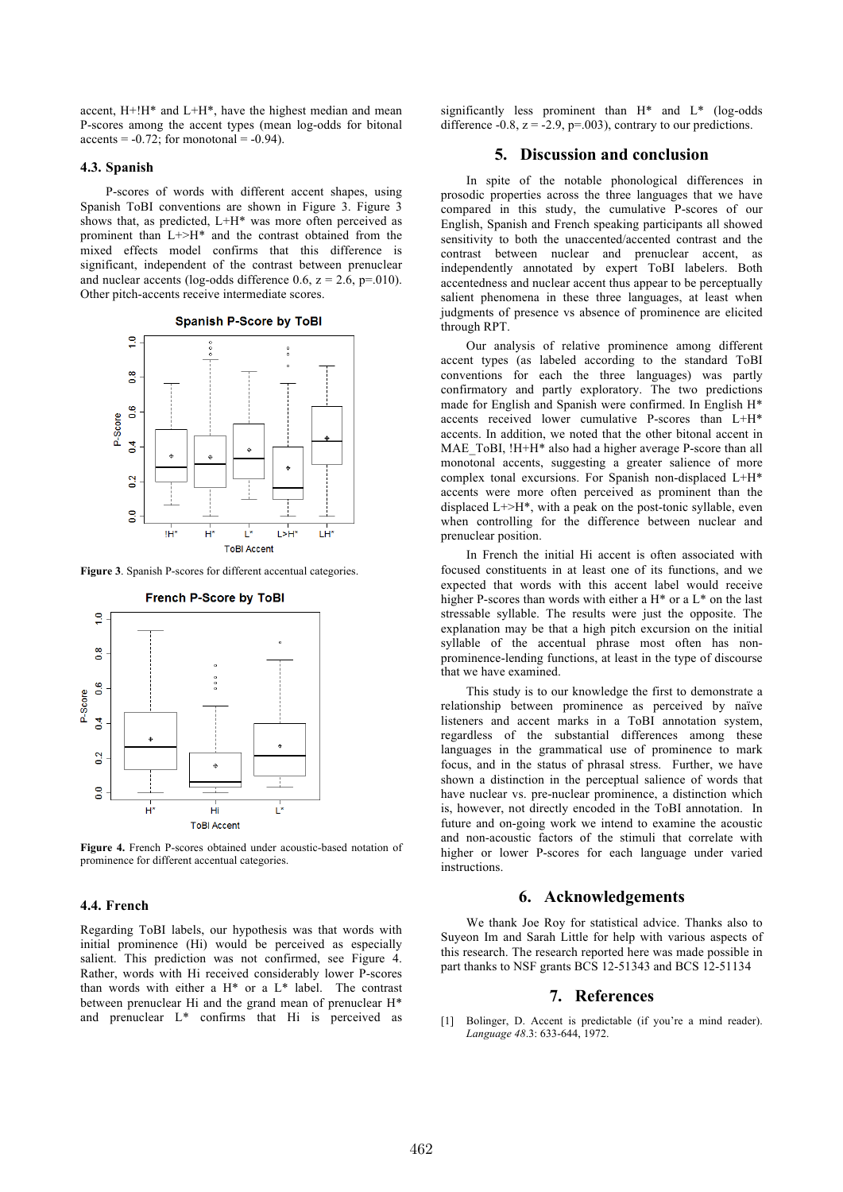accent, H+!H* and L+H*, have the highest median and mean P-scores among the accent types (mean log-odds for bitonal accents = -0.72; for monotonal = -0.94).

### 4.3. Spanish

P-scores of words with different accent shapes, using Spanish ToBI conventions are shown in Figure 3. Figure 3 shows that, as predicted, L+H* was more often perceived as prominent than L+>H* and the contrast obtained from the mixed effects model confirms that this difference is significant, independent of the contrast between prenuclear and nuclear accents (log-odds difference 0.6, $z = 2.6$, $p=.010$). Other pitch-accents receive intermediate scores.

**Figure 3**. Spanish P-scores for different accentual categories.

**Figure 4.** French P-scores obtained under acoustic-based notation of prominence for different accentual categories.

### 4.4. French

Regarding ToBI labels, our hypothesis was that words with initial prominence (Hi) would be perceived as especially salient. This prediction was not confirmed, see Figure 4. Rather, words with Hi received considerably lower P-scores than words with either a H* or a L* label. The contrast between prenuclear Hi and the grand mean of prenuclear H* and prenuclear L* confirms that Hi is perceived as significantly less prominent than H* and L* (log-odds difference -0.8, $z = -2.9$, $p=.003$), contrary to our predictions.

## 5. Discussion and conclusion

In spite of the notable phonological differences in prosodic properties across the three languages that we have compared in this study, the cumulative P-scores of our English, Spanish and French speaking participants all showed sensitivity to both the unaccented/accented contrast and the contrast between nuclear and prenuclear accent, as independently annotated by expert ToBI labelers. Both accentedness and nuclear accent thus appear to be perceptually salient phenomena in these three languages, at least when judgments of presence vs absence of prominence are elicited through RPT.

Our analysis of relative prominence among different accent types (as labeled according to the standard ToBI conventions for each the three languages) was partly confirmatory and partly exploratory. The two predictions made for English and Spanish were confirmed. In English H* accents received lower cumulative P-scores than L+H* accents. In addition, we noted that the other bitonal accent in MAE_ToBI, !H+H* also had a higher average P-score than all monotonal accents, suggesting a greater salience of more complex tonal excursions. For Spanish non-displaced L+H* accents were more often perceived as prominent than the displaced L+>H*, with a peak on the post-tonic syllable, even when controlling for the difference between nuclear and prenuclear position.

In French the initial Hi accent is often associated with focused constituents in at least one of its functions, and we expected that words with this accent label would receive higher P-scores than words with either a H* or a L* on the last stressable syllable. The results were just the opposite. The explanation may be that a high pitch excursion on the initial syllable of the accentual phrase most often has non-prominence-lending functions, at least in the type of discourse that we have examined.

This study is to our knowledge the first to demonstrate a relationship between prominence as perceived by naïve listeners and accent marks in a ToBI annotation system, regardless of the substantial differences among these languages in the grammatical use of prominence to mark focus, and in the status of phrasal stress. Further, we have shown a distinction in the perceptual salience of words that have nuclear vs. pre-nuclear prominence, a distinction which is, however, not directly encoded in the ToBI annotation. In future and on-going work we intend to examine the acoustic and non-acoustic factors of the stimuli that correlate with higher or lower P-scores for each language under varied instructions.

## 6. Acknowledgements

We thank Joe Roy for statistical advice. Thanks also to Suyeon Im and Sarah Little for help with various aspects of this research. The research reported here was made possible in part thanks to NSF grants BCS 12-51343 and BCS 12-51134

## 7. References

[1] Bolinger, D. Accent is predictable (if you're a mind reader). *Language 48*.3: 633-644, 1972.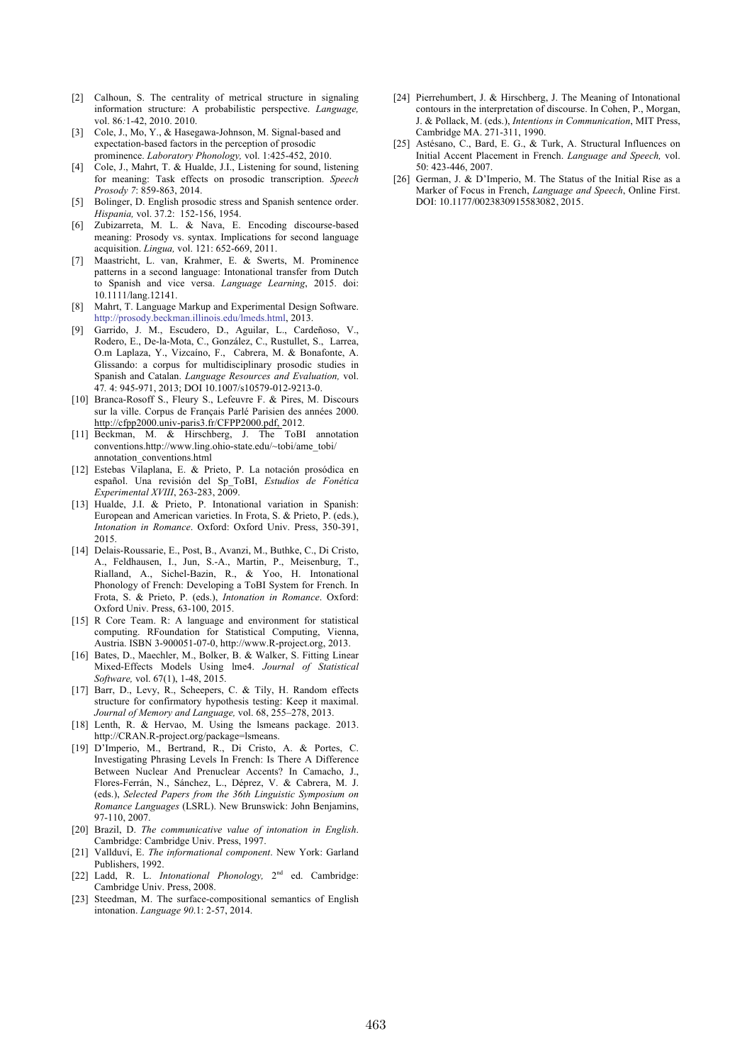[2] Calhoun, S. The centrality of metrical structure in signaling information structure: A probabilistic perspective. *Language,* vol. 86*:*1-42, 2010. 2010.

[3] Cole, J., Mo, Y., & Hasegawa-Johnson, M. Signal-based and expectation-based factors in the perception of prosodic prominence. *Laboratory Phonology,* vol. 1:425-452, 2010.

[4] Cole, J., Mahrt, T. & Hualde, J.I., Listening for sound, listening for meaning: Task effects on prosodic transcription. *Speech Prosody 7*: 859-863, 2014.

[5] Bolinger, D. English prosodic stress and Spanish sentence order. *Hispania,* vol. 37.2: 152-156, 1954.

[6] Zubizarreta, M. L. & Nava, E. Encoding discourse-based meaning: Prosody vs. syntax. Implications for second language acquisition. *Lingua,* vol. 121: 652-669, 2011.

[7] Maastricht, L. van, Krahmer, E. & Swerts, M. Prominence patterns in a second language: Intonational transfer from Dutch to Spanish and vice versa. *Language Learning*, 2015. doi: 10.1111/lang.12141.

[8] Mahrt, T. Language Markup and Experimental Design Software. http://prosody.beckman.illinois.edu/lmeds.html, 2013.

[9] Garrido, J. M., Escudero, D., Aguilar, L., Cardeñoso, V., Rodero, E., De-la-Mota, C., González, C., Rustullet, S., Larrea, O.m Laplaza, Y., Vizcaíno, F., Cabrera, M. & Bonafonte, A. Glissando: a corpus for multidisciplinary prosodic studies in Spanish and Catalan. *Language Resources and Evaluation,* vol. 47*.* 4: 945-971, 2013; DOI 10.1007/s10579-012-9213-0.

[10] Branca-Rosoff S., Fleury S., Lefeuvre F. & Pires, M. Discours sur la ville. Corpus de Français Parlé Parisien des années 2000. http://cfpp2000.univ-paris3.fr/CFPP2000.pdf, 2012.

[11] Beckman, M. & Hirschberg, J. The ToBI annotation conventions.http://www.ling.ohio-state.edu/~tobi/ame_tobi/annotation_conventions.html

[12] Estebas Vilaplana, E. & Prieto, P. La notación prosódica en español. Una revisión del Sp_ToBI, *Estudios de Fonética Experimental XVIII*, 263-283, 2009.

[13] Hualde, J.I. & Prieto, P. Intonational variation in Spanish: European and American varieties. In Frota, S. & Prieto, P. (eds.), *Intonation in Romance*. Oxford: Oxford Univ. Press, 350-391, 2015.

[14] Delais-Roussarie, E., Post, B., Avanzi, M., Buthke, C., Di Cristo, A., Feldhausen, I., Jun, S.-A., Martin, P., Meisenburg, T., Rialland, A., Sichel-Bazin, R., & Yoo, H. Intonational Phonology of French: Developing a ToBI System for French. In Frota, S. & Prieto, P. (eds.), *Intonation in Romance*. Oxford: Oxford Univ. Press, 63-100, 2015.

[15] R Core Team. R: A language and environment for statistical computing. RFoundation for Statistical Computing, Vienna, Austria. ISBN 3-900051-07-0, http://www.R-project.org, 2013.

[16] Bates, D., Maechler, M., Bolker, B. & Walker, S. Fitting Linear Mixed-Effects Models Using lme4. *Journal of Statistical Software,* vol. 67(1), 1-48, 2015.

[17] Barr, D., Levy, R., Scheepers, C. & Tily, H. Random effects structure for confirmatory hypothesis testing: Keep it maximal. *Journal of Memory and Language,* vol. 68, 255–278, 2013.

[18] Lenth, R. & Hervao, M. Using the lsmeans package. 2013. http://CRAN.R-project.org/package=lsmeans.

[19] D'Imperio, M., Bertrand, R., Di Cristo, A. & Portes, C. Investigating Phrasing Levels In French: Is There A Difference Between Nuclear And Prenuclear Accents? In Camacho, J., Flores-Ferrán, N., Sánchez, L., Déprez, V. & Cabrera, M. J. (eds.), *Selected Papers from the 36th Linguistic Symposium on Romance Languages* (LSRL). New Brunswick: John Benjamins, 97-110, 2007.

[20] Brazil, D. *The communicative value of intonation in English*. Cambridge: Cambridge Univ. Press, 1997.

[21] Vallduví, E. *The informational component*. New York: Garland Publishers, 1992.

[22] Ladd, R. L. *Intonational Phonology,* 2nd ed. Cambridge: Cambridge Univ. Press, 2008.

[23] Steedman, M. The surface-compositional semantics of English intonation. *Language 90*.1: 2-57, 2014.

[24] Pierrehumbert, J. & Hirschberg, J. The Meaning of Intonational contours in the interpretation of discourse. In Cohen, P., Morgan, J. & Pollack, M. (eds.), *Intentions in Communication*, MIT Press, Cambridge MA. 271-311, 1990.

[25] Astésano, C., Bard, E. G., & Turk, A. Structural Influences on Initial Accent Placement in French. *Language and Speech,* vol. 50: 423-446, 2007.

[26] German, J. & D'Imperio, M. The Status of the Initial Rise as a Marker of Focus in French, *Language and Speech*, Online First. DOI: 10.1177/0023830915583082, 2015.